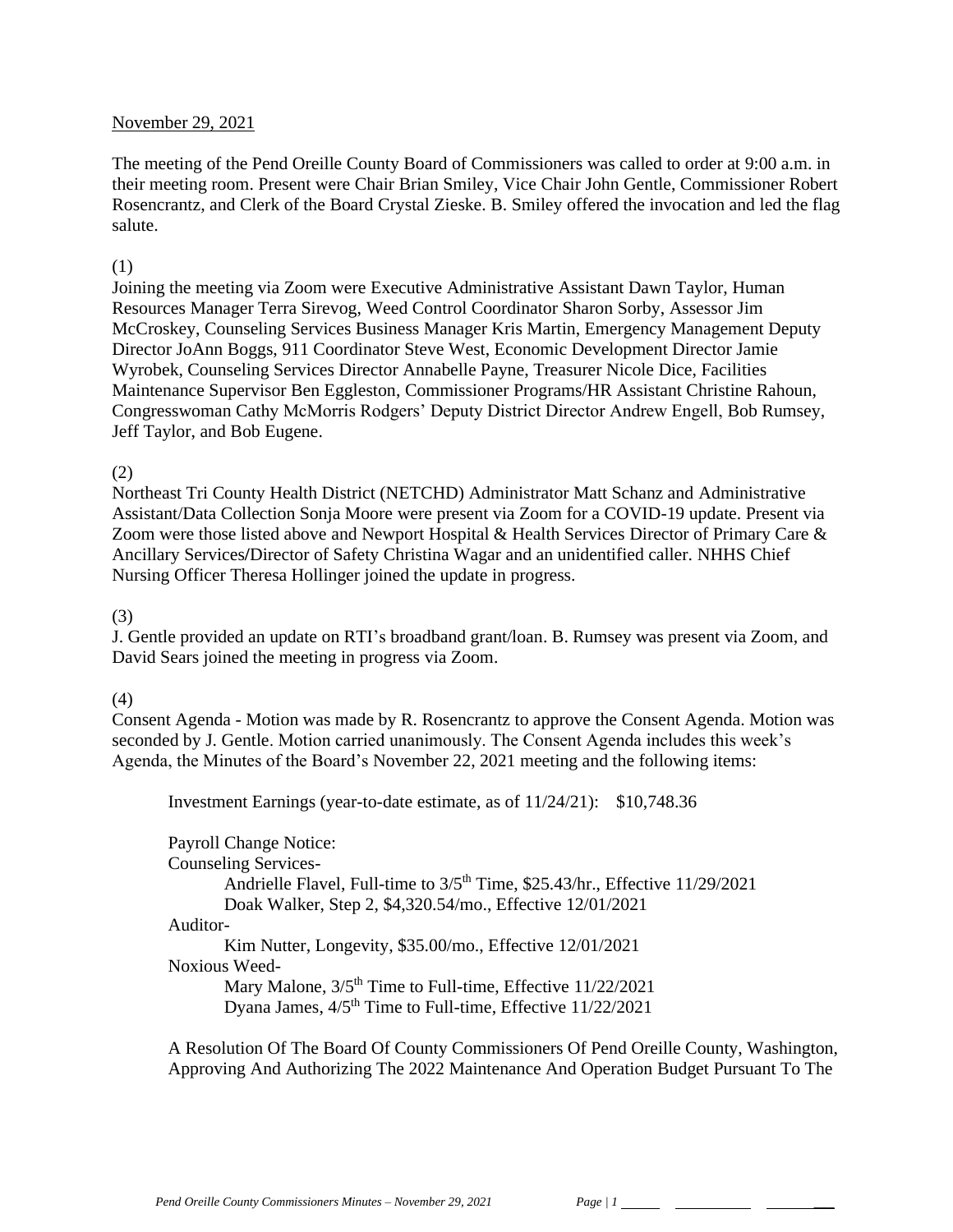November 29, 2021

The meeting of the Pend Oreille County Board of Commissioners was called to order at 9:00 a.m. in their meeting room. Present were Chair Brian Smiley, Vice Chair John Gentle, Commissioner Robert Rosencrantz, and Clerk of the Board Crystal Zieske. B. Smiley offered the invocation and led the flag salute.

(1)

Joining the meeting via Zoom were Executive Administrative Assistant Dawn Taylor, Human Resources Manager Terra Sirevog, Weed Control Coordinator Sharon Sorby, Assessor Jim McCroskey, Counseling Services Business Manager Kris Martin, Emergency Management Deputy Director JoAnn Boggs, 911 Coordinator Steve West, Economic Development Director Jamie Wyrobek, Counseling Services Director Annabelle Payne, Treasurer Nicole Dice, Facilities Maintenance Supervisor Ben Eggleston, Commissioner Programs/HR Assistant Christine Rahoun, Congresswoman Cathy McMorris Rodgers' Deputy District Director Andrew Engell, Bob Rumsey, Jeff Taylor, and Bob Eugene.

(2)

Northeast Tri County Health District (NETCHD) Administrator Matt Schanz and Administrative Assistant/Data Collection Sonja Moore were present via Zoom for a COVID-19 update. Present via Zoom were those listed above and Newport Hospital & Health Services Director of Primary Care & Ancillary Services/Director of Safety Christina Wagar and an unidentified caller. NHHS Chief Nursing Officer Theresa Hollinger joined the update in progress.

(3)

J. Gentle provided an update on RTI's broadband grant/loan. B. Rumsey was present via Zoom, and David Sears joined the meeting in progress via Zoom.

(4)

Consent Agenda - Motion was made by R. Rosencrantz to approve the Consent Agenda. Motion was seconded by J. Gentle. Motion carried unanimously. The Consent Agenda includes this week's Agenda, the Minutes of the Board's November 22, 2021 meeting and the following items:

Investment Earnings (year-to-date estimate, as of 11/24/21): $10,748.36

Payroll Change Notice:

Counseling Services-

- Andrielle Flavel, Full-time to 3/5th Time, $25.43/hr., Effective 11/29/2021
- Doak Walker, Step 2, $4,320.54/mo., Effective 12/01/2021

Auditor-

- Kim Nutter, Longevity, $35.00/mo., Effective 12/01/2021

Noxious Weed-

- Mary Malone, 3/5th Time to Full-time, Effective 11/22/2021
- Dyana James, 4/5th Time to Full-time, Effective 11/22/2021

A Resolution Of The Board Of County Commissioners Of Pend Oreille County, Washington, Approving And Authorizing The 2022 Maintenance And Operation Budget Pursuant To The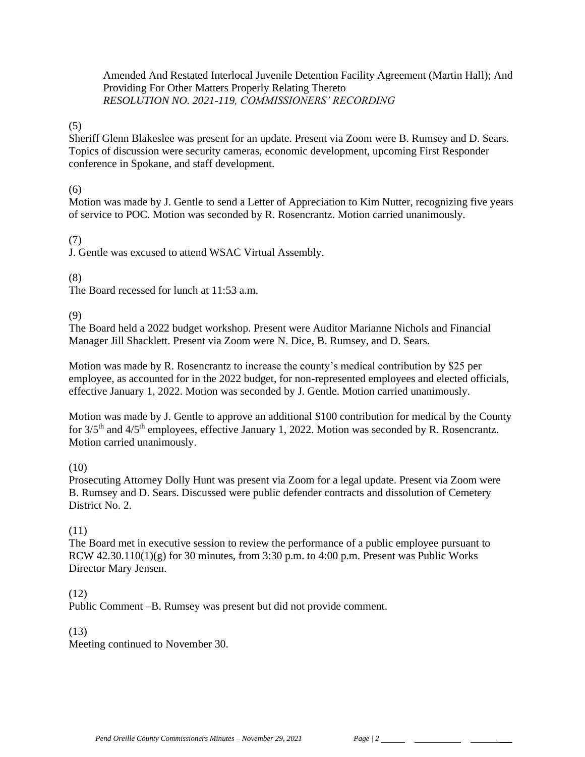Amended And Restated Interlocal Juvenile Detention Facility Agreement (Martin Hall); And Providing For Other Matters Properly Relating Thereto
*RESOLUTION NO. 2021-119, COMMISSIONERS' RECORDING*

(5)
Sheriff Glenn Blakeslee was present for an update. Present via Zoom were B. Rumsey and D. Sears. Topics of discussion were security cameras, economic development, upcoming First Responder conference in Spokane, and staff development.

(6)
Motion was made by J. Gentle to send a Letter of Appreciation to Kim Nutter, recognizing five years of service to POC. Motion was seconded by R. Rosencrantz. Motion carried unanimously.

(7)
J. Gentle was excused to attend WSAC Virtual Assembly.

(8)
The Board recessed for lunch at 11:53 a.m.

(9)
The Board held a 2022 budget workshop. Present were Auditor Marianne Nichols and Financial Manager Jill Shacklett. Present via Zoom were N. Dice, B. Rumsey, and D. Sears.

Motion was made by R. Rosencrantz to increase the county's medical contribution by $25 per employee, as accounted for in the 2022 budget, for non-represented employees and elected officials, effective January 1, 2022. Motion was seconded by J. Gentle. Motion carried unanimously.

Motion was made by J. Gentle to approve an additional $100 contribution for medical by the County for 3/5th and 4/5th employees, effective January 1, 2022. Motion was seconded by R. Rosencrantz. Motion carried unanimously.

(10)
Prosecuting Attorney Dolly Hunt was present via Zoom for a legal update. Present via Zoom were B. Rumsey and D. Sears. Discussed were public defender contracts and dissolution of Cemetery District No. 2.

(11)
The Board met in executive session to review the performance of a public employee pursuant to RCW 42.30.110(1)(g) for 30 minutes, from 3:30 p.m. to 4:00 p.m. Present was Public Works Director Mary Jensen.

(12)
Public Comment –B. Rumsey was present but did not provide comment.

(13)
Meeting continued to November 30.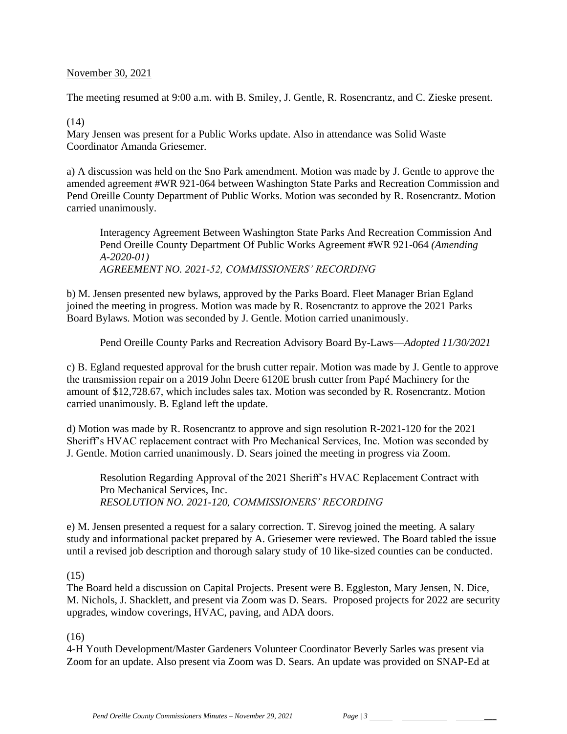November 30, 2021

The meeting resumed at 9:00 a.m. with B. Smiley, J. Gentle, R. Rosencrantz, and C. Zieske present.

(14)

Mary Jensen was present for a Public Works update. Also in attendance was Solid Waste Coordinator Amanda Griesemer.

a) A discussion was held on the Sno Park amendment. Motion was made by J. Gentle to approve the amended agreement #WR 921-064 between Washington State Parks and Recreation Commission and Pend Oreille County Department of Public Works. Motion was seconded by R. Rosencrantz. Motion carried unanimously.

> Interagency Agreement Between Washington State Parks And Recreation Commission And Pend Oreille County Department Of Public Works Agreement #WR 921-064 *(Amending A-2020-01)*
> *AGREEMENT NO. 2021-52, COMMISSIONERS' RECORDING*

b) M. Jensen presented new bylaws, approved by the Parks Board. Fleet Manager Brian Egland joined the meeting in progress. Motion was made by R. Rosencrantz to approve the 2021 Parks Board Bylaws. Motion was seconded by J. Gentle. Motion carried unanimously.

> Pend Oreille County Parks and Recreation Advisory Board By-Laws—*Adopted 11/30/2021*

c) B. Egland requested approval for the brush cutter repair. Motion was made by J. Gentle to approve the transmission repair on a 2019 John Deere 6120E brush cutter from Papé Machinery for the amount of $12,728.67, which includes sales tax. Motion was seconded by R. Rosencrantz. Motion carried unanimously. B. Egland left the update.

d) Motion was made by R. Rosencrantz to approve and sign resolution R-2021-120 for the 2021 Sheriff's HVAC replacement contract with Pro Mechanical Services, Inc. Motion was seconded by J. Gentle. Motion carried unanimously. D. Sears joined the meeting in progress via Zoom.

> Resolution Regarding Approval of the 2021 Sheriff's HVAC Replacement Contract with Pro Mechanical Services, Inc.
> *RESOLUTION NO. 2021-120, COMMISSIONERS' RECORDING*

e) M. Jensen presented a request for a salary correction. T. Sirevog joined the meeting. A salary study and informational packet prepared by A. Griesemer were reviewed. The Board tabled the issue until a revised job description and thorough salary study of 10 like-sized counties can be conducted.

(15)

The Board held a discussion on Capital Projects. Present were B. Eggleston, Mary Jensen, N. Dice, M. Nichols, J. Shacklett, and present via Zoom was D. Sears. Proposed projects for 2022 are security upgrades, window coverings, HVAC, paving, and ADA doors.

(16)

4-H Youth Development/Master Gardeners Volunteer Coordinator Beverly Sarles was present via Zoom for an update. Also present via Zoom was D. Sears. An update was provided on SNAP-Ed at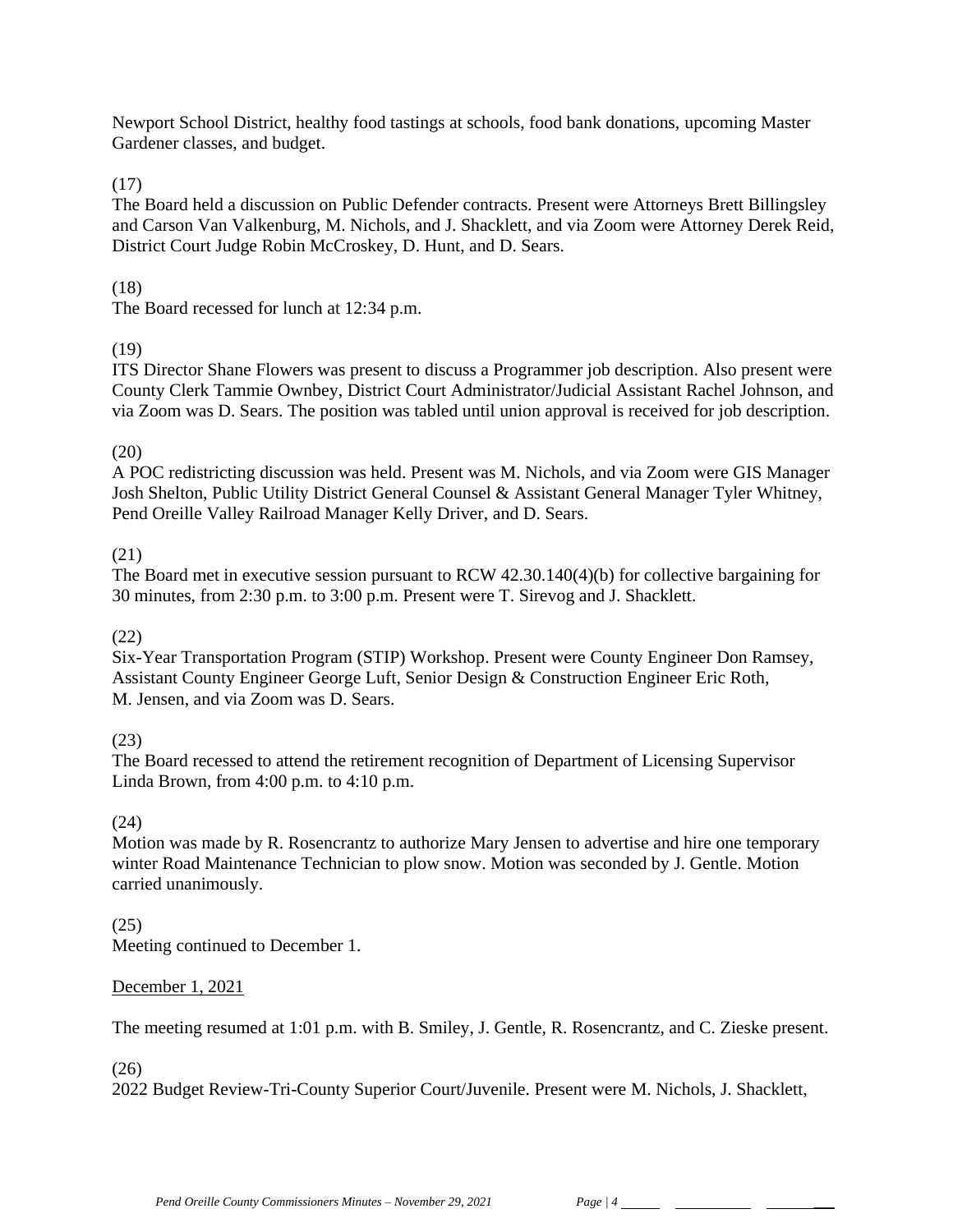Newport School District, healthy food tastings at schools, food bank donations, upcoming Master Gardener classes, and budget.

(17)
The Board held a discussion on Public Defender contracts. Present were Attorneys Brett Billingsley and Carson Van Valkenburg, M. Nichols, and J. Shacklett, and via Zoom were Attorney Derek Reid, District Court Judge Robin McCroskey, D. Hunt, and D. Sears.

(18)
The Board recessed for lunch at 12:34 p.m.

(19)
ITS Director Shane Flowers was present to discuss a Programmer job description. Also present were County Clerk Tammie Ownbey, District Court Administrator/Judicial Assistant Rachel Johnson, and via Zoom was D. Sears. The position was tabled until union approval is received for job description.

(20)
A POC redistricting discussion was held. Present was M. Nichols, and via Zoom were GIS Manager Josh Shelton, Public Utility District General Counsel & Assistant General Manager Tyler Whitney, Pend Oreille Valley Railroad Manager Kelly Driver, and D. Sears.

(21)
The Board met in executive session pursuant to RCW 42.30.140(4)(b) for collective bargaining for 30 minutes, from 2:30 p.m. to 3:00 p.m. Present were T. Sirevog and J. Shacklett.

(22)
Six-Year Transportation Program (STIP) Workshop. Present were County Engineer Don Ramsey, Assistant County Engineer George Luft, Senior Design & Construction Engineer Eric Roth, M. Jensen, and via Zoom was D. Sears.

(23)
The Board recessed to attend the retirement recognition of Department of Licensing Supervisor Linda Brown, from 4:00 p.m. to 4:10 p.m.

(24)
Motion was made by R. Rosencrantz to authorize Mary Jensen to advertise and hire one temporary winter Road Maintenance Technician to plow snow. Motion was seconded by J. Gentle. Motion carried unanimously.

(25)
Meeting continued to December 1.

<u>December 1, 2021</u>

The meeting resumed at 1:01 p.m. with B. Smiley, J. Gentle, R. Rosencrantz, and C. Zieske present.

(26)
2022 Budget Review-Tri-County Superior Court/Juvenile. Present were M. Nichols, J. Shacklett,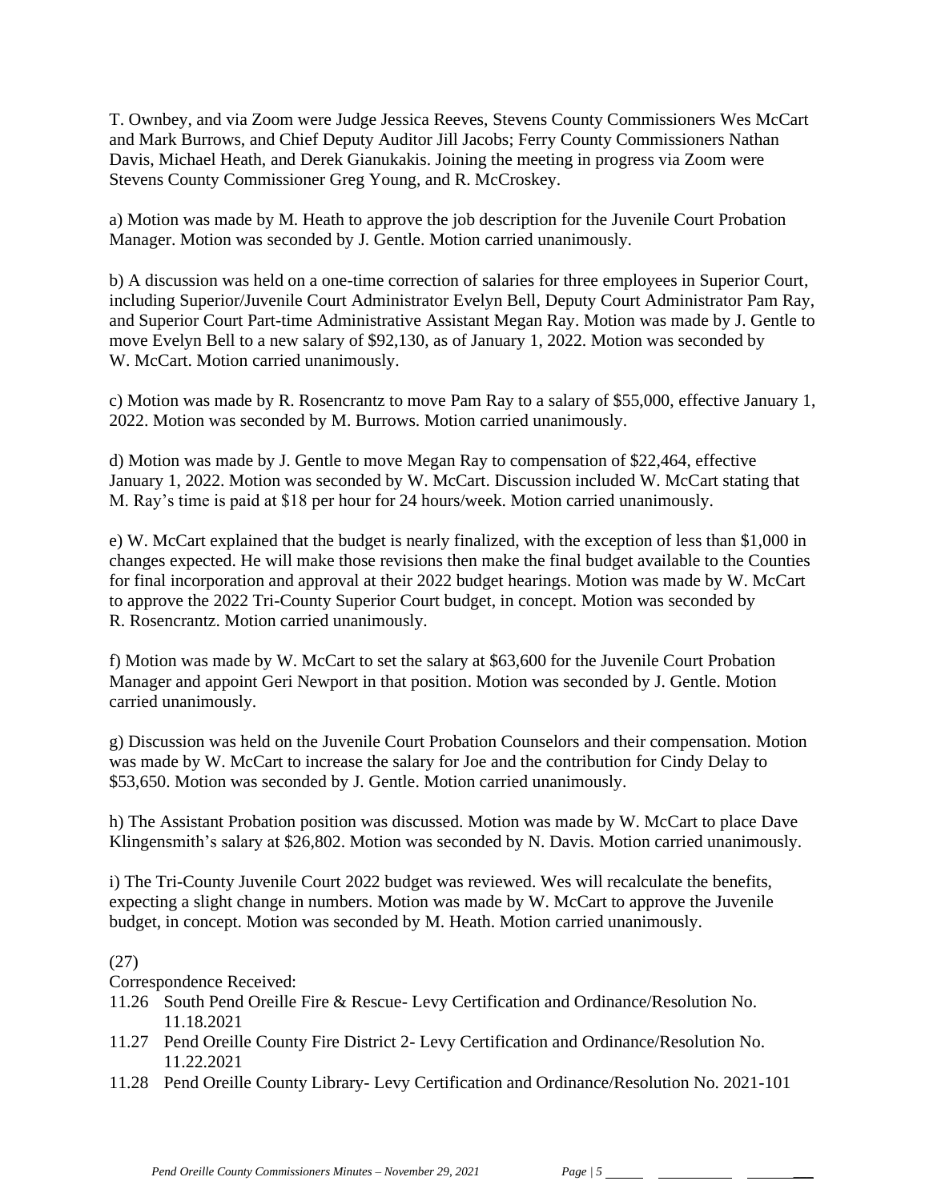T. Ownbey, and via Zoom were Judge Jessica Reeves, Stevens County Commissioners Wes McCart and Mark Burrows, and Chief Deputy Auditor Jill Jacobs; Ferry County Commissioners Nathan Davis, Michael Heath, and Derek Gianukakis. Joining the meeting in progress via Zoom were Stevens County Commissioner Greg Young, and R. McCroskey.

a) Motion was made by M. Heath to approve the job description for the Juvenile Court Probation Manager. Motion was seconded by J. Gentle. Motion carried unanimously.

b) A discussion was held on a one-time correction of salaries for three employees in Superior Court, including Superior/Juvenile Court Administrator Evelyn Bell, Deputy Court Administrator Pam Ray, and Superior Court Part-time Administrative Assistant Megan Ray. Motion was made by J. Gentle to move Evelyn Bell to a new salary of $92,130, as of January 1, 2022. Motion was seconded by W. McCart. Motion carried unanimously.

c) Motion was made by R. Rosencrantz to move Pam Ray to a salary of $55,000, effective January 1, 2022. Motion was seconded by M. Burrows. Motion carried unanimously.

d) Motion was made by J. Gentle to move Megan Ray to compensation of $22,464, effective January 1, 2022. Motion was seconded by W. McCart. Discussion included W. McCart stating that M. Ray's time is paid at $18 per hour for 24 hours/week. Motion carried unanimously.

e) W. McCart explained that the budget is nearly finalized, with the exception of less than $1,000 in changes expected. He will make those revisions then make the final budget available to the Counties for final incorporation and approval at their 2022 budget hearings. Motion was made by W. McCart to approve the 2022 Tri-County Superior Court budget, in concept. Motion was seconded by R. Rosencrantz. Motion carried unanimously.

f) Motion was made by W. McCart to set the salary at $63,600 for the Juvenile Court Probation Manager and appoint Geri Newport in that position. Motion was seconded by J. Gentle. Motion carried unanimously.

g) Discussion was held on the Juvenile Court Probation Counselors and their compensation. Motion was made by W. McCart to increase the salary for Joe and the contribution for Cindy Delay to $53,650. Motion was seconded by J. Gentle. Motion carried unanimously.

h) The Assistant Probation position was discussed. Motion was made by W. McCart to place Dave Klingensmith's salary at $26,802. Motion was seconded by N. Davis. Motion carried unanimously.

i) The Tri-County Juvenile Court 2022 budget was reviewed. Wes will recalculate the benefits, expecting a slight change in numbers. Motion was made by W. McCart to approve the Juvenile budget, in concept. Motion was seconded by M. Heath. Motion carried unanimously.

(27)

Correspondence Received:

11.26 South Pend Oreille Fire & Rescue- Levy Certification and Ordinance/Resolution No. 11.18.2021

11.27 Pend Oreille County Fire District 2- Levy Certification and Ordinance/Resolution No. 11.22.2021

11.28 Pend Oreille County Library- Levy Certification and Ordinance/Resolution No. 2021-101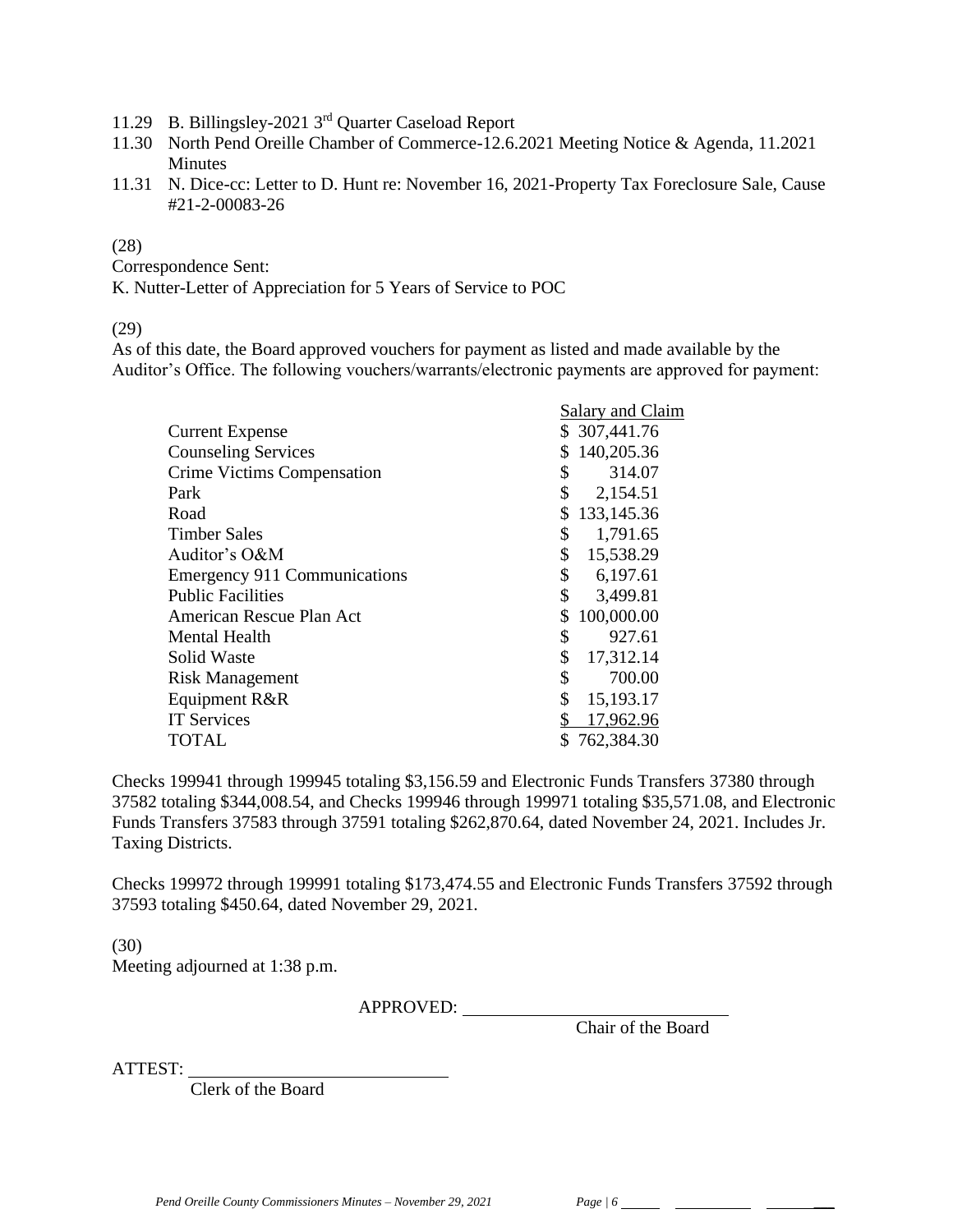11.29 B. Billingsley-2021 3rd Quarter Caseload Report

11.30 North Pend Oreille Chamber of Commerce-12.6.2021 Meeting Notice & Agenda, 11.2021 Minutes

11.31 N. Dice-cc: Letter to D. Hunt re: November 16, 2021-Property Tax Foreclosure Sale, Cause #21-2-00083-26

(28)

Correspondence Sent:

K. Nutter-Letter of Appreciation for 5 Years of Service to POC

(29)

As of this date, the Board approved vouchers for payment as listed and made available by the Auditor's Office. The following vouchers/warrants/electronic payments are approved for payment:

| | Salary and Claim |
|---|---|
| Current Expense | $ 307,441.76 |
| Counseling Services | $ 140,205.36 |
| Crime Victims Compensation | $ 314.07 |
| Park | $ 2,154.51 |
| Road | $ 133,145.36 |
| Timber Sales | $ 1,791.65 |
| Auditor's O&M | $ 15,538.29 |
| Emergency 911 Communications | $ 6,197.61 |
| Public Facilities | $ 3,499.81 |
| American Rescue Plan Act | $ 100,000.00 |
| Mental Health | $ 927.61 |
| Solid Waste | $ 17,312.14 |
| Risk Management | $ 700.00 |
| Equipment R&R | $ 15,193.17 |
| IT Services | $ 17,962.96 |
| TOTAL | $ 762,384.30 |

Checks 199941 through 199945 totaling $3,156.59 and Electronic Funds Transfers 37380 through 37582 totaling $344,008.54, and Checks 199946 through 199971 totaling $35,571.08, and Electronic Funds Transfers 37583 through 37591 totaling $262,870.64, dated November 24, 2021. Includes Jr. Taxing Districts.

Checks 199972 through 199991 totaling $173,474.55 and Electronic Funds Transfers 37592 through 37593 totaling $450.64, dated November 29, 2021.

(30)

Meeting adjourned at 1:38 p.m.

APPROVED: ______________________________
Chair of the Board

ATTEST: ______________________________
Clerk of the Board